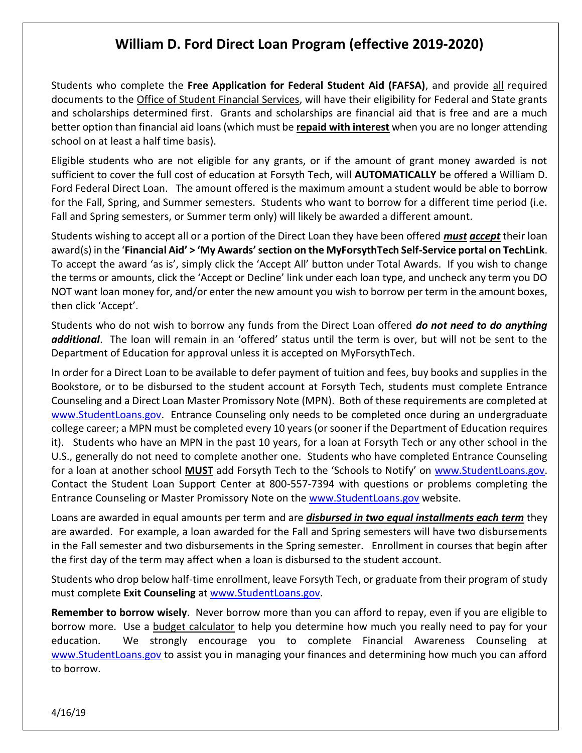# William D. Ford Direct Loan Program (effective 2019-2020)

Students who complete the **Free Application for Federal Student Aid (FAFSA)**, and provide all required documents to the Office of Student Financial Services, will have their eligibility for Federal and State grants and scholarships determined first. Grants and scholarships are financial aid that is free and are a much better option than financial aid loans (which must be **repaid with interest** when you are no longer attending school on at least a half time basis).

Eligible students who are not eligible for any grants, or if the amount of grant money awarded is not sufficient to cover the full cost of education at Forsyth Tech, will **AUTOMATICALLY** be offered a William D. Ford Federal Direct Loan. The amount offered is the maximum amount a student would be able to borrow for the Fall, Spring, and Summer semesters. Students who want to borrow for a different time period (i.e. Fall and Spring semesters, or Summer term only) will likely be awarded a different amount.

Students wishing to accept all or a portion of the Direct Loan they have been offered ***must accept*** their loan award(s) in the '**Financial Aid' > 'My Awards' section on the MyForsythTech Self-Service portal on TechLink**. To accept the award 'as is', simply click the 'Accept All' button under Total Awards. If you wish to change the terms or amounts, click the 'Accept or Decline' link under each loan type, and uncheck any term you DO NOT want loan money for, and/or enter the new amount you wish to borrow per term in the amount boxes, then click 'Accept'.

Students who do not wish to borrow any funds from the Direct Loan offered ***do not need to do anything additional***. The loan will remain in an 'offered' status until the term is over, but will not be sent to the Department of Education for approval unless it is accepted on MyForsythTech.

In order for a Direct Loan to be available to defer payment of tuition and fees, buy books and supplies in the Bookstore, or to be disbursed to the student account at Forsyth Tech, students must complete Entrance Counseling and a Direct Loan Master Promissory Note (MPN). Both of these requirements are completed at www.StudentLoans.gov. Entrance Counseling only needs to be completed once during an undergraduate college career; a MPN must be completed every 10 years (or sooner if the Department of Education requires it). Students who have an MPN in the past 10 years, for a loan at Forsyth Tech or any other school in the U.S., generally do not need to complete another one. Students who have completed Entrance Counseling for a loan at another school **MUST** add Forsyth Tech to the 'Schools to Notify' on www.StudentLoans.gov. Contact the Student Loan Support Center at 800-557-7394 with questions or problems completing the Entrance Counseling or Master Promissory Note on the www.StudentLoans.gov website.

Loans are awarded in equal amounts per term and are ***disbursed in two equal installments each term*** they are awarded. For example, a loan awarded for the Fall and Spring semesters will have two disbursements in the Fall semester and two disbursements in the Spring semester. Enrollment in courses that begin after the first day of the term may affect when a loan is disbursed to the student account.

Students who drop below half-time enrollment, leave Forsyth Tech, or graduate from their program of study must complete **Exit Counseling** at www.StudentLoans.gov.

**Remember to borrow wisely**. Never borrow more than you can afford to repay, even if you are eligible to borrow more. Use a budget calculator to help you determine how much you really need to pay for your education. We strongly encourage you to complete Financial Awareness Counseling at www.StudentLoans.gov to assist you in managing your finances and determining how much you can afford to borrow.

4/16/19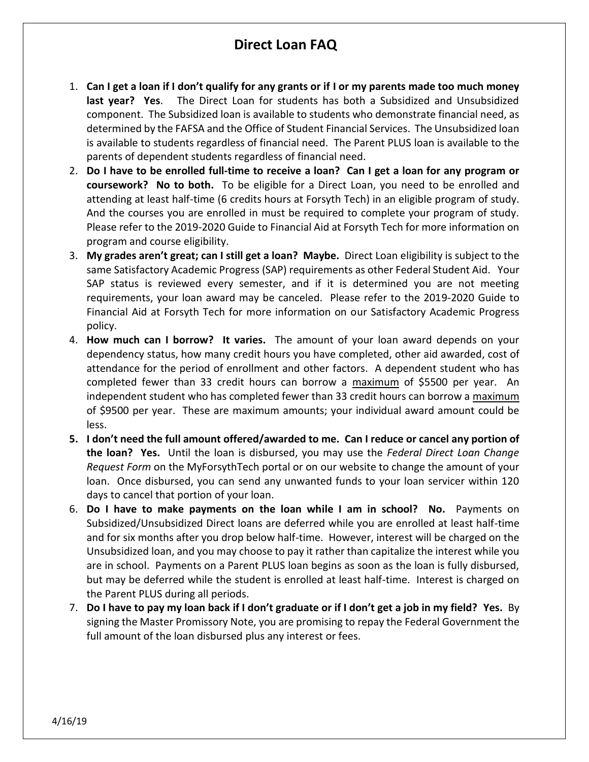# Direct Loan FAQ

1. **Can I get a loan if I don't qualify for any grants or if I or my parents made too much money last year? Yes**. The Direct Loan for students has both a Subsidized and Unsubsidized component. The Subsidized loan is available to students who demonstrate financial need, as determined by the FAFSA and the Office of Student Financial Services. The Unsubsidized loan is available to students regardless of financial need. The Parent PLUS loan is available to the parents of dependent students regardless of financial need.
2. **Do I have to be enrolled full-time to receive a loan? Can I get a loan for any program or coursework? No to both.** To be eligible for a Direct Loan, you need to be enrolled and attending at least half-time (6 credits hours at Forsyth Tech) in an eligible program of study. And the courses you are enrolled in must be required to complete your program of study. Please refer to the 2019-2020 Guide to Financial Aid at Forsyth Tech for more information on program and course eligibility.
3. **My grades aren't great; can I still get a loan? Maybe.** Direct Loan eligibility is subject to the same Satisfactory Academic Progress (SAP) requirements as other Federal Student Aid. Your SAP status is reviewed every semester, and if it is determined you are not meeting requirements, your loan award may be canceled. Please refer to the 2019-2020 Guide to Financial Aid at Forsyth Tech for more information on our Satisfactory Academic Progress policy.
4. **How much can I borrow? It varies.** The amount of your loan award depends on your dependency status, how many credit hours you have completed, other aid awarded, cost of attendance for the period of enrollment and other factors. A dependent student who has completed fewer than 33 credit hours can borrow a <u>maximum</u> of $5500 per year. An independent student who has completed fewer than 33 credit hours can borrow a <u>maximum</u> of $9500 per year. These are maximum amounts; your individual award amount could be less.
5. **I don't need the full amount offered/awarded to me. Can I reduce or cancel any portion of the loan? Yes.** Until the loan is disbursed, you may use the *Federal Direct Loan Change Request Form* on the MyForsythTech portal or on our website to change the amount of your loan. Once disbursed, you can send any unwanted funds to your loan servicer within 120 days to cancel that portion of your loan.
6. **Do I have to make payments on the loan while I am in school? No.** Payments on Subsidized/Unsubsidized Direct loans are deferred while you are enrolled at least half-time and for six months after you drop below half-time. However, interest will be charged on the Unsubsidized loan, and you may choose to pay it rather than capitalize the interest while you are in school. Payments on a Parent PLUS loan begins as soon as the loan is fully disbursed, but may be deferred while the student is enrolled at least half-time. Interest is charged on the Parent PLUS during all periods.
7. **Do I have to pay my loan back if I don't graduate or if I don't get a job in my field? Yes.** By signing the Master Promissory Note, you are promising to repay the Federal Government the full amount of the loan disbursed plus any interest or fees.

4/16/19